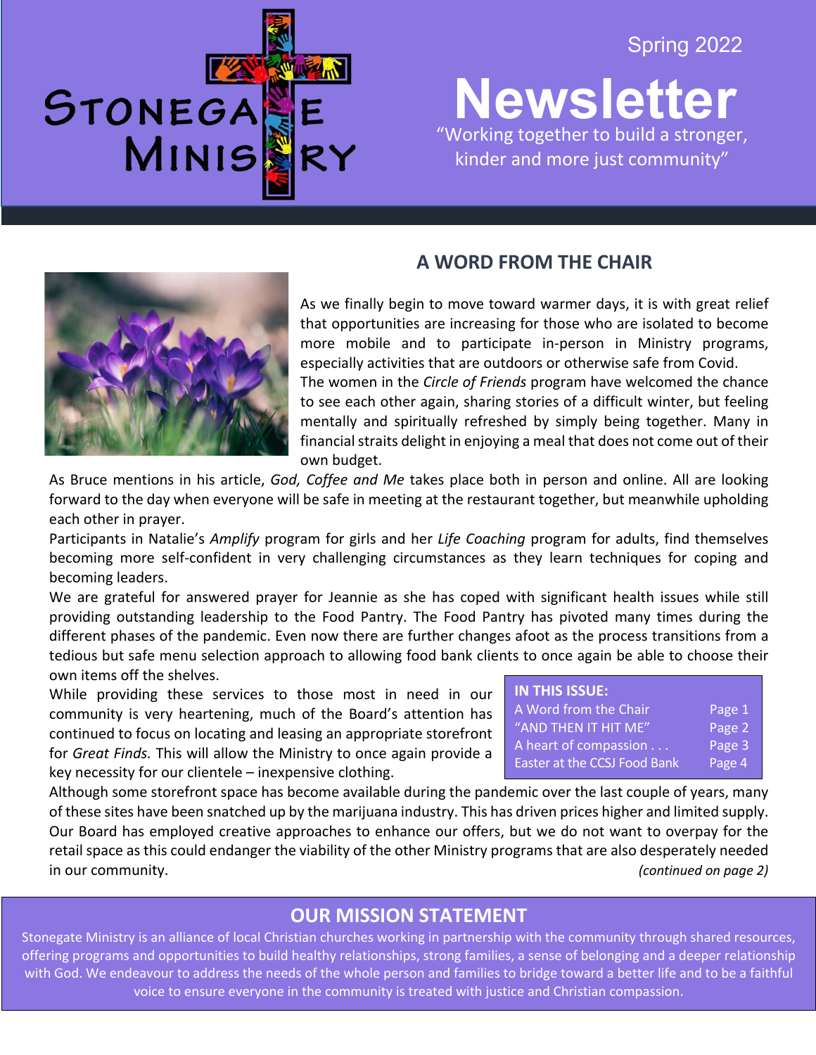# Stonegate Ministry

Spring 2022

# Newsletter

"Working together to build a stronger, kinder and more just community"

## A WORD FROM THE CHAIR

As we finally begin to move toward warmer days, it is with great relief that opportunities are increasing for those who are isolated to become more mobile and to participate in-person in Ministry programs, especially activities that are outdoors or otherwise safe from Covid.

The women in the *Circle of Friends* program have welcomed the chance to see each other again, sharing stories of a difficult winter, but feeling mentally and spiritually refreshed by simply being together. Many in financial straits delight in enjoying a meal that does not come out of their own budget.

As Bruce mentions in his article, *God, Coffee and Me* takes place both in person and online. All are looking forward to the day when everyone will be safe in meeting at the restaurant together, but meanwhile upholding each other in prayer.

Participants in Natalie's *Amplify* program for girls and her *Life Coaching* program for adults, find themselves becoming more self-confident in very challenging circumstances as they learn techniques for coping and becoming leaders.

We are grateful for answered prayer for Jeannie as she has coped with significant health issues while still providing outstanding leadership to the Food Pantry. The Food Pantry has pivoted many times during the different phases of the pandemic. Even now there are further changes afoot as the process transitions from a tedious but safe menu selection approach to allowing food bank clients to once again be able to choose their own items off the shelves.

While providing these services to those most in need in our community is very heartening, much of the Board's attention has continued to focus on locating and leasing an appropriate storefront for *Great Finds.* This will allow the Ministry to once again provide a key necessity for our clientele – inexpensive clothing.

Although some storefront space has become available during the pandemic over the last couple of years, many of these sites have been snatched up by the marijuana industry. This has driven prices higher and limited supply. Our Board has employed creative approaches to enhance our offers, but we do not want to overpay for the retail space as this could endanger the viability of the other Ministry programs that are also desperately needed in our community.

*(continued on page 2)*

| IN THIS ISSUE: | |
|---|---|
| A Word from the Chair | Page 1 |
| "AND THEN IT HIT ME" | Page 2 |
| A heart of compassion . . . | Page 3 |
| Easter at the CCSJ Food Bank | Page 4 |

## OUR MISSION STATEMENT

Stonegate Ministry is an alliance of local Christian churches working in partnership with the community through shared resources, offering programs and opportunities to build healthy relationships, strong families, a sense of belonging and a deeper relationship with God. We endeavour to address the needs of the whole person and families to bridge toward a better life and to be a faithful voice to ensure everyone in the community is treated with justice and Christian compassion.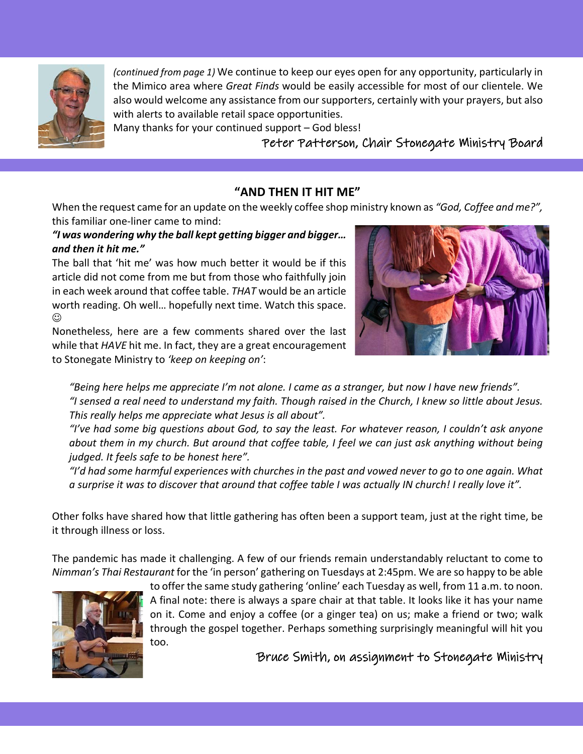*(continued from page 1)* We continue to keep our eyes open for any opportunity, particularly in the Mimico area where *Great Finds* would be easily accessible for most of our clientele. We also would welcome any assistance from our supporters, certainly with your prayers, but also with alerts to available retail space opportunities.

Many thanks for your continued support – God bless!

Peter Patterson, Chair Stonegate Ministry Board

## "AND THEN IT HIT ME"

When the request came for an update on the weekly coffee shop ministry known as *"God, Coffee and me?"*, this familiar one-liner came to mind:

***"I was wondering why the ball kept getting bigger and bigger… and then it hit me."***

The ball that 'hit me' was how much better it would be if this article did not come from me but from those who faithfully join in each week around that coffee table. *THAT* would be an article worth reading. Oh well… hopefully next time. Watch this space. ☺

Nonetheless, here are a few comments shared over the last while that *HAVE* hit me. In fact, they are a great encouragement to Stonegate Ministry to *'keep on keeping on'*:

> *"Being here helps me appreciate I'm not alone. I came as a stranger, but now I have new friends".*
> *"I sensed a real need to understand my faith. Though raised in the Church, I knew so little about Jesus. This really helps me appreciate what Jesus is all about".*
> *"I've had some big questions about God, to say the least. For whatever reason, I couldn't ask anyone about them in my church. But around that coffee table, I feel we can just ask anything without being judged. It feels safe to be honest here".*
> *"I'd had some harmful experiences with churches in the past and vowed never to go to one again. What a surprise it was to discover that around that coffee table I was actually IN church! I really love it".*

Other folks have shared how that little gathering has often been a support team, just at the right time, be it through illness or loss.

The pandemic has made it challenging. A few of our friends remain understandably reluctant to come to *Nimman's Thai Restaurant* for the 'in person' gathering on Tuesdays at 2:45pm. We are so happy to be able to offer the same study gathering 'online' each Tuesday as well, from 11 a.m. to noon. A final note: there is always a spare chair at that table. It looks like it has your name on it. Come and enjoy a coffee (or a ginger tea) on us; make a friend or two; walk through the gospel together. Perhaps something surprisingly meaningful will hit you too.

Bruce Smith, on assignment to Stonegate Ministry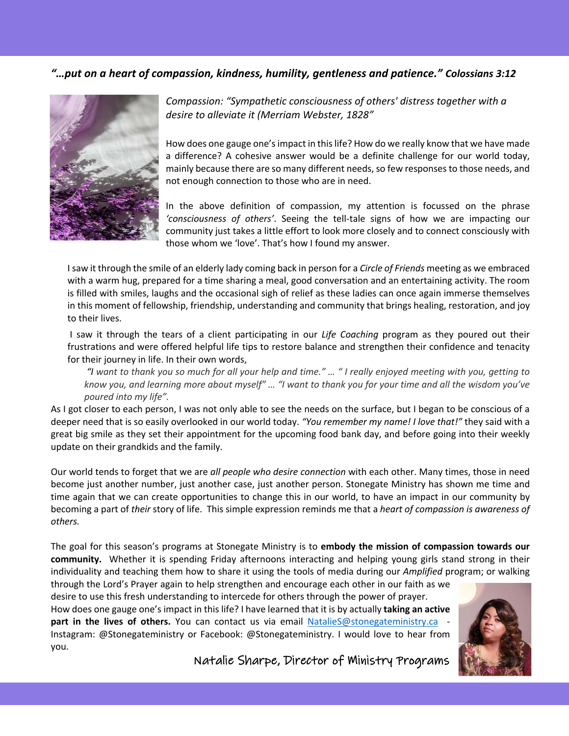***"…put on a heart of compassion, kindness, humility, gentleness and patience." Colossians 3:12***

*Compassion: "Sympathetic consciousness of others' distress together with a desire to alleviate it (Merriam Webster, 1828"*

How does one gauge one's impact in this life? How do we really know that we have made a difference? A cohesive answer would be a definite challenge for our world today, mainly because there are so many different needs, so few responses to those needs, and not enough connection to those who are in need.

In the above definition of compassion, my attention is focussed on the phrase *'consciousness of others'*. Seeing the tell-tale signs of how we are impacting our community just takes a little effort to look more closely and to connect consciously with those whom we 'love'. That's how I found my answer.

I saw it through the smile of an elderly lady coming back in person for a *Circle of Friends* meeting as we embraced with a warm hug, prepared for a time sharing a meal, good conversation and an entertaining activity. The room is filled with smiles, laughs and the occasional sigh of relief as these ladies can once again immerse themselves in this moment of fellowship, friendship, understanding and community that brings healing, restoration, and joy to their lives.

I saw it through the tears of a client participating in our *Life Coaching* program as they poured out their frustrations and were offered helpful life tips to restore balance and strengthen their confidence and tenacity for their journey in life. In their own words,

*"I want to thank you so much for all your help and time." … " I really enjoyed meeting with you, getting to know you, and learning more about myself" … "I want to thank you for your time and all the wisdom you've poured into my life".*

As I got closer to each person, I was not only able to see the needs on the surface, but I began to be conscious of a deeper need that is so easily overlooked in our world today. *"You remember my name! I love that!"* they said with a great big smile as they set their appointment for the upcoming food bank day, and before going into their weekly update on their grandkids and the family.

Our world tends to forget that we are *all people who desire connection* with each other. Many times, those in need become just another number, just another case, just another person. Stonegate Ministry has shown me time and time again that we can create opportunities to change this in our world, to have an impact in our community by becoming a part of *their* story of life. This simple expression reminds me that a *heart of compassion is awareness of others.*

The goal for this season's programs at Stonegate Ministry is to **embody the mission of compassion towards our community.** Whether it is spending Friday afternoons interacting and helping young girls stand strong in their individuality and teaching them how to share it using the tools of media during our *Amplified* program; or walking through the Lord's Prayer again to help strengthen and encourage each other in our faith as we desire to use this fresh understanding to intercede for others through the power of prayer.

How does one gauge one's impact in this life? I have learned that it is by actually **taking an active part in the lives of others.** You can contact us via email NatalieS@stonegateministry.ca - Instagram: @Stonegateministry or Facebook: @Stonegateministry. I would love to hear from you.

Natalie Sharpe, Director of Ministry Programs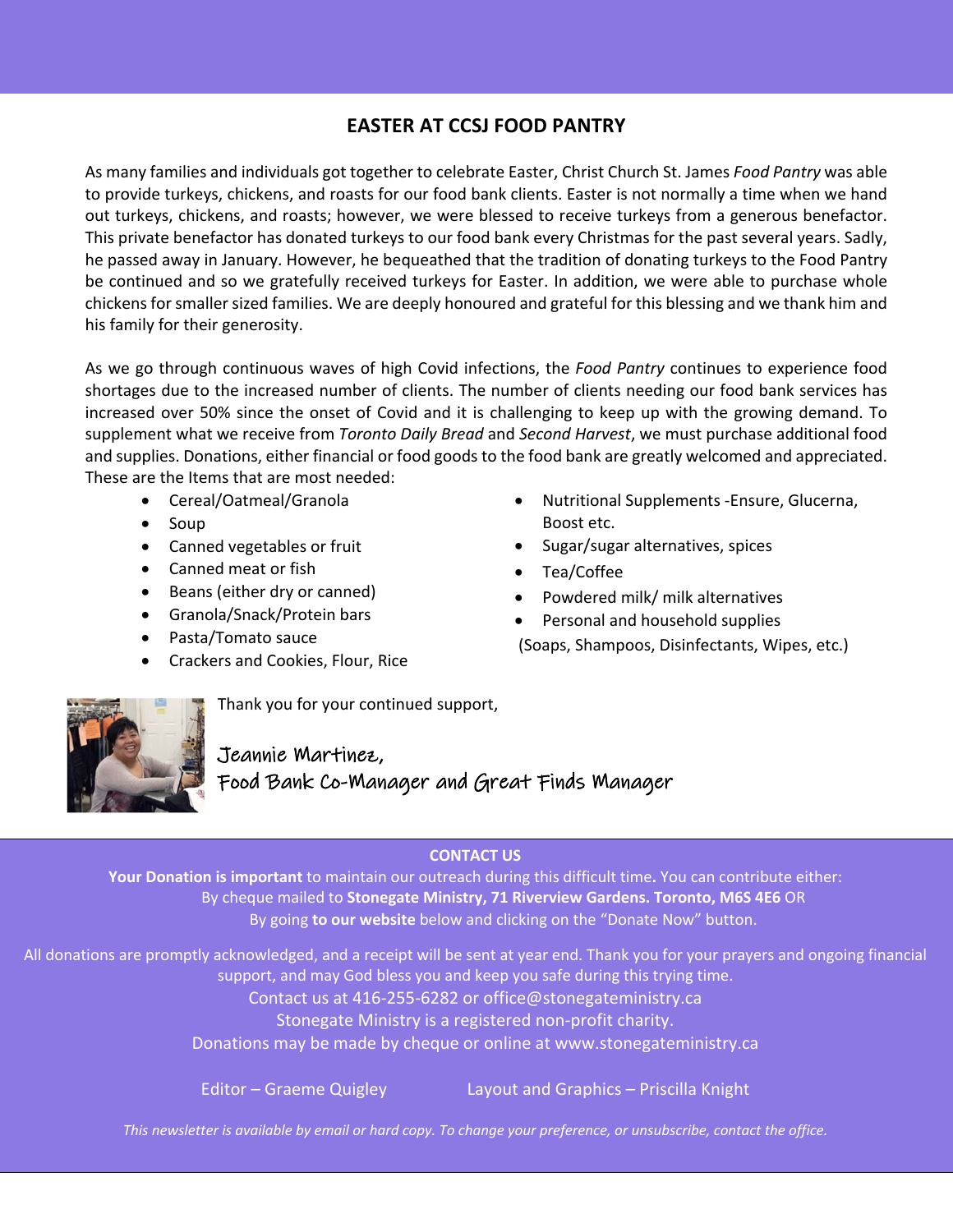## EASTER AT CCSJ FOOD PANTRY

As many families and individuals got together to celebrate Easter, Christ Church St. James *Food Pantry* was able to provide turkeys, chickens, and roasts for our food bank clients. Easter is not normally a time when we hand out turkeys, chickens, and roasts; however, we were blessed to receive turkeys from a generous benefactor. This private benefactor has donated turkeys to our food bank every Christmas for the past several years. Sadly, he passed away in January. However, he bequeathed that the tradition of donating turkeys to the Food Pantry be continued and so we gratefully received turkeys for Easter. In addition, we were able to purchase whole chickens for smaller sized families. We are deeply honoured and grateful for this blessing and we thank him and his family for their generosity.

As we go through continuous waves of high Covid infections, the *Food Pantry* continues to experience food shortages due to the increased number of clients. The number of clients needing our food bank services has increased over 50% since the onset of Covid and it is challenging to keep up with the growing demand. To supplement what we receive from *Toronto Daily Bread* and *Second Harvest*, we must purchase additional food and supplies. Donations, either financial or food goods to the food bank are greatly welcomed and appreciated. These are the Items that are most needed:

- Cereal/Oatmeal/Granola
- Soup
- Canned vegetables or fruit
- Canned meat or fish
- Beans (either dry or canned)
- Granola/Snack/Protein bars
- Pasta/Tomato sauce
- Crackers and Cookies, Flour, Rice
- Nutritional Supplements -Ensure, Glucerna, Boost etc.
- Sugar/sugar alternatives, spices
- Tea/Coffee
- Powdered milk/ milk alternatives
- Personal and household supplies

(Soaps, Shampoos, Disinfectants, Wipes, etc.)

Thank you for your continued support,

Jeannie Martinez,
Food Bank Co-Manager and Great Finds Manager

**CONTACT US**

**Your Donation is important** to maintain our outreach during this difficult time**.** You can contribute either:
By cheque mailed to **Stonegate Ministry, 71 Riverview Gardens. Toronto, M6S 4E6** OR
By going **to our website** below and clicking on the "Donate Now" button.

All donations are promptly acknowledged, and a receipt will be sent at year end. Thank you for your prayers and ongoing financial support, and may God bless you and keep you safe during this trying time.
Contact us at 416-255-6282 or office@stonegateministry.ca
Stonegate Ministry is a registered non-profit charity.
Donations may be made by cheque or online at www.stonegateministry.ca

Editor – Graeme Quigley

Layout and Graphics – Priscilla Knight

*This newsletter is available by email or hard copy. To change your preference, or unsubscribe, contact the office.*